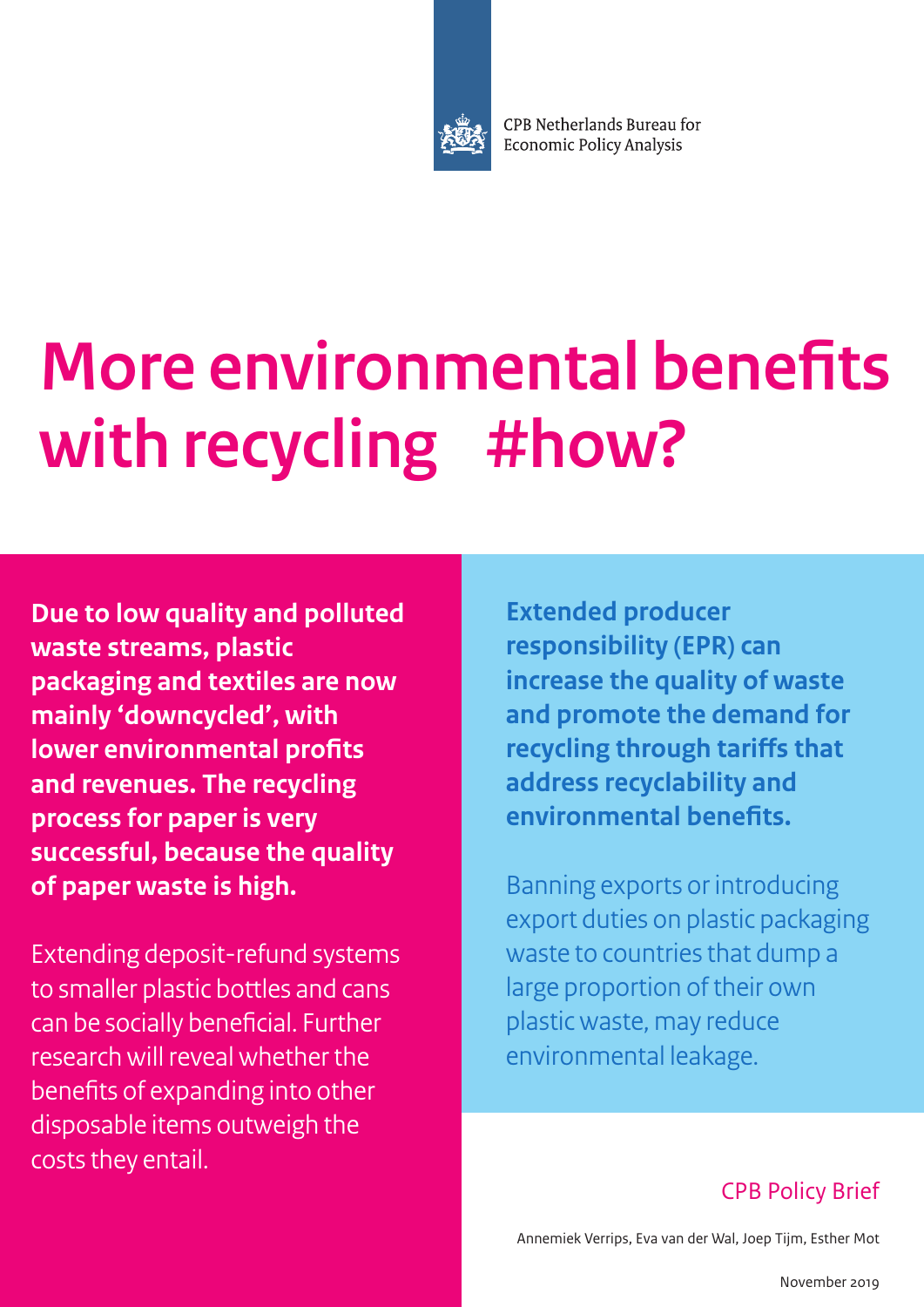CPB Netherlands Bureau for Economic Policy Analysis

# More environmental benefits with recycling #how?

**Due to low quality and polluted waste streams, plastic packaging and textiles are now mainly 'downcycled', with lower environmental profits and revenues. The recycling process for paper is very successful, because the quality of paper waste is high.**

Extending deposit-refund systems to smaller plastic bottles and cans can be socially beneficial. Further research will reveal whether the benefits of expanding into other disposable items outweigh the costs they entail.

**Extended producer responsibility (EPR) can increase the quality of waste and promote the demand for recycling through tariffs that address recyclability and environmental benefits.**

Banning exports or introducing export duties on plastic packaging waste to countries that dump a large proportion of their own plastic waste, may reduce environmental leakage.

CPB Policy Brief

Annemiek Verrips, Eva van der Wal, Joep Tijm, Esther Mot

November 2019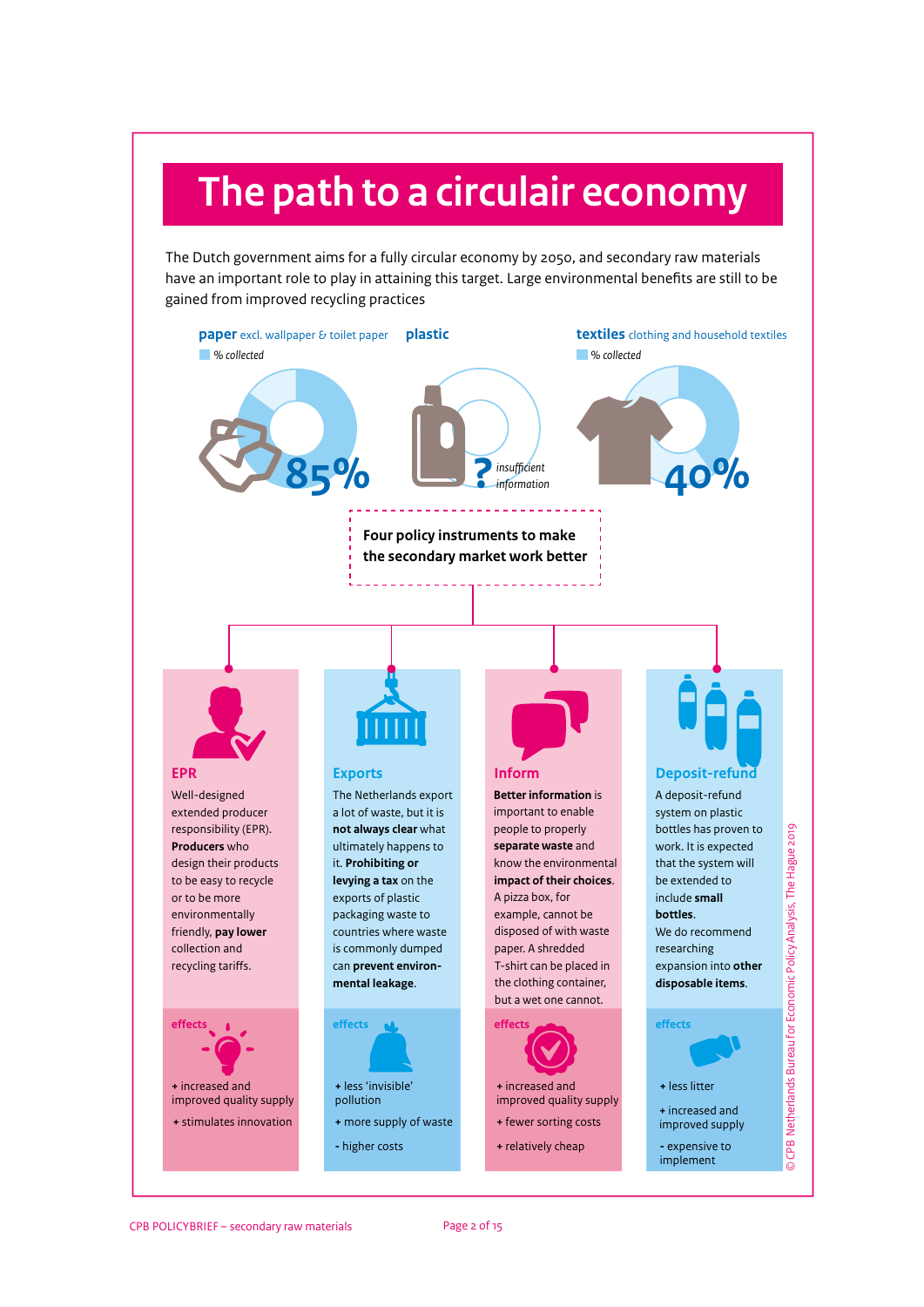# The path to a circulair economy

The Dutch government aims for a fully circular economy by 2050, and secondary raw materials have an important role to play in attaining this target. Large environmental benefits are still to be gained from improved recycling practices

**paper** excl. wallpaper & toilet paper
*% collected*
85%

**plastic**
? *insufficient information*

**textiles** clothing and household textiles
*% collected*
40%

**Four policy instruments to make the secondary market work better**

## EPR

Well-designed extended producer responsibility (EPR). **Producers** who design their products to be easy to recycle or to be more environmentally friendly, **pay lower** collection and recycling tariffs.

**effects**

- \+ increased and improved quality supply
- \+ stimulates innovation

## Exports

The Netherlands export a lot of waste, but it is **not always clear** what ultimately happens to it. **Prohibiting or levying a tax** on the exports of plastic packaging waste to countries where waste is commonly dumped can **prevent environmental leakage**.

**effects**

- \+ less 'invisible' pollution
- \+ more supply of waste
- \- higher costs

## Inform

**Better information** is important to enable people to properly **separate waste** and know the environmental **impact of their choices**. A pizza box, for example, cannot be disposed of with waste paper. A shredded T-shirt can be placed in the clothing container, but a wet one cannot.

**effects**

- \+ increased and improved quality supply
- \+ fewer sorting costs
- \+ relatively cheap

## Deposit-refund

A deposit-refund system on plastic bottles has proven to work. It is expected that the system will be extended to include **small bottles**. We do recommend researching expansion into **other disposable items**.

**effects**

- \+ less litter
- \+ increased and improved supply
- \- expensive to implement

© CPB Netherlands Bureau for Economic Policy Analysis, The Hague 2019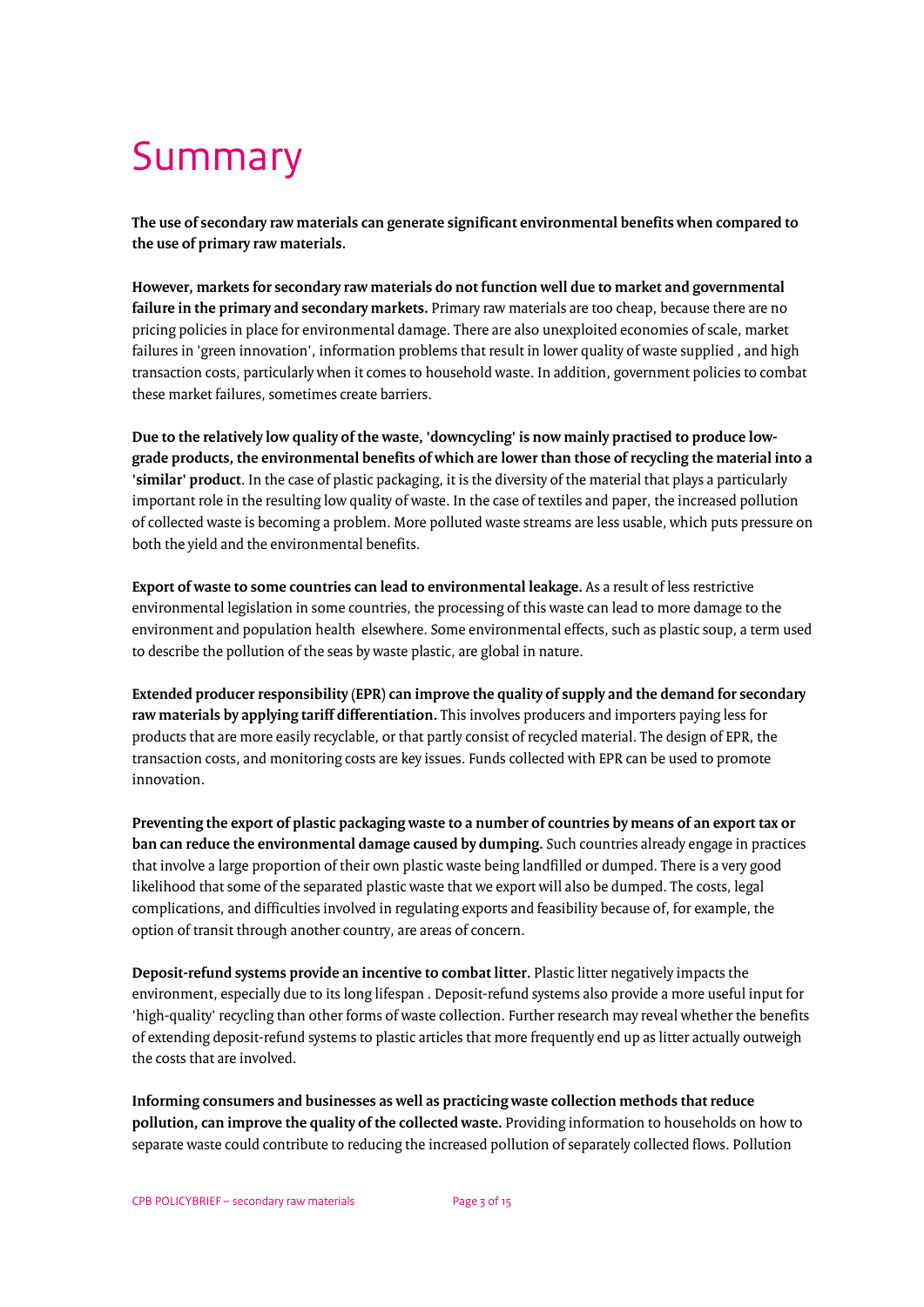# Summary

**The use of secondary raw materials can generate significant environmental benefits when compared to the use of primary raw materials.**

**However, markets for secondary raw materials do not function well due to market and governmental failure in the primary and secondary markets.** Primary raw materials are too cheap, because there are no pricing policies in place for environmental damage. There are also unexploited economies of scale, market failures in 'green innovation', information problems that result in lower quality of waste supplied , and high transaction costs, particularly when it comes to household waste. In addition, government policies to combat these market failures, sometimes create barriers.

**Due to the relatively low quality of the waste, 'downcycling' is now mainly practised to produce low-grade products, the environmental benefits of which are lower than those of recycling the material into a 'similar' product**. In the case of plastic packaging, it is the diversity of the material that plays a particularly important role in the resulting low quality of waste. In the case of textiles and paper, the increased pollution of collected waste is becoming a problem. More polluted waste streams are less usable, which puts pressure on both the yield and the environmental benefits.

**Export of waste to some countries can lead to environmental leakage.** As a result of less restrictive environmental legislation in some countries, the processing of this waste can lead to more damage to the environment and population health elsewhere. Some environmental effects, such as plastic soup, a term used to describe the pollution of the seas by waste plastic, are global in nature.

**Extended producer responsibility (EPR) can improve the quality of supply and the demand for secondary raw materials by applying tariff differentiation.** This involves producers and importers paying less for products that are more easily recyclable, or that partly consist of recycled material. The design of EPR, the transaction costs, and monitoring costs are key issues. Funds collected with EPR can be used to promote innovation.

**Preventing the export of plastic packaging waste to a number of countries by means of an export tax or ban can reduce the environmental damage caused by dumping.** Such countries already engage in practices that involve a large proportion of their own plastic waste being landfilled or dumped. There is a very good likelihood that some of the separated plastic waste that we export will also be dumped. The costs, legal complications, and difficulties involved in regulating exports and feasibility because of, for example, the option of transit through another country, are areas of concern.

**Deposit-refund systems provide an incentive to combat litter.** Plastic litter negatively impacts the environment, especially due to its long lifespan . Deposit-refund systems also provide a more useful input for 'high-quality' recycling than other forms of waste collection. Further research may reveal whether the benefits of extending deposit-refund systems to plastic articles that more frequently end up as litter actually outweigh the costs that are involved.

**Informing consumers and businesses as well as practicing waste collection methods that reduce pollution, can improve the quality of the collected waste.** Providing information to households on how to separate waste could contribute to reducing the increased pollution of separately collected flows. Pollution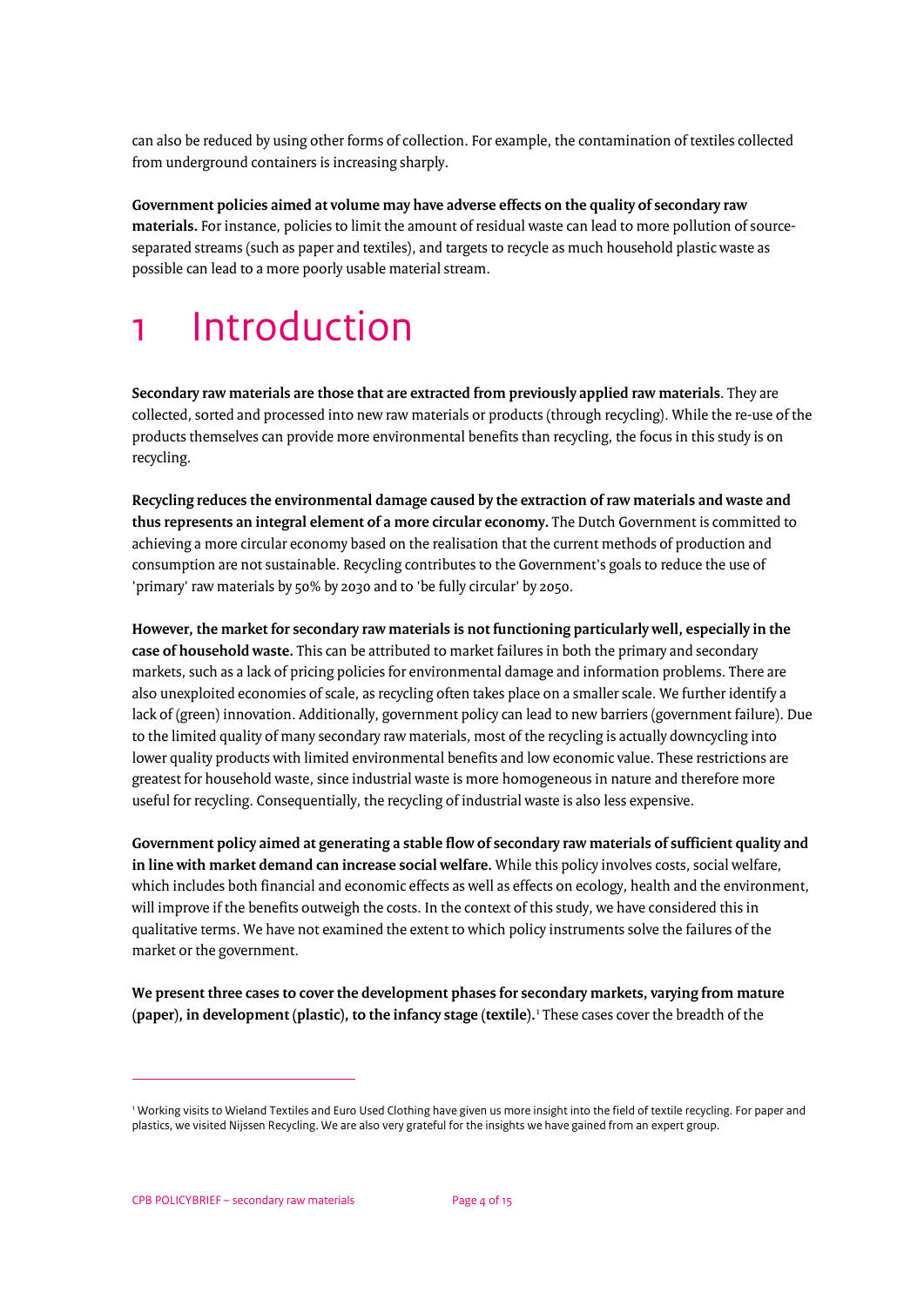can also be reduced by using other forms of collection. For example, the contamination of textiles collected from underground containers is increasing sharply.

**Government policies aimed at volume may have adverse effects on the quality of secondary raw materials.** For instance, policies to limit the amount of residual waste can lead to more pollution of source-separated streams (such as paper and textiles), and targets to recycle as much household plastic waste as possible can lead to a more poorly usable material stream.

# 1 Introduction

**Secondary raw materials are those that are extracted from previously applied raw materials**. They are collected, sorted and processed into new raw materials or products (through recycling). While the re-use of the products themselves can provide more environmental benefits than recycling, the focus in this study is on recycling.

**Recycling reduces the environmental damage caused by the extraction of raw materials and waste and thus represents an integral element of a more circular economy.** The Dutch Government is committed to achieving a more circular economy based on the realisation that the current methods of production and consumption are not sustainable. Recycling contributes to the Government's goals to reduce the use of 'primary' raw materials by 50% by 2030 and to 'be fully circular' by 2050.

**However, the market for secondary raw materials is not functioning particularly well, especially in the case of household waste.** This can be attributed to market failures in both the primary and secondary markets, such as a lack of pricing policies for environmental damage and information problems. There are also unexploited economies of scale, as recycling often takes place on a smaller scale. We further identify a lack of (green) innovation. Additionally, government policy can lead to new barriers (government failure). Due to the limited quality of many secondary raw materials, most of the recycling is actually downcycling into lower quality products with limited environmental benefits and low economic value. These restrictions are greatest for household waste, since industrial waste is more homogeneous in nature and therefore more useful for recycling. Consequentially, the recycling of industrial waste is also less expensive.

**Government policy aimed at generating a stable flow of secondary raw materials of sufficient quality and in line with market demand can increase social welfare.** While this policy involves costs, social welfare, which includes both financial and economic effects as well as effects on ecology, health and the environment, will improve if the benefits outweigh the costs. In the context of this study, we have considered this in qualitative terms. We have not examined the extent to which policy instruments solve the failures of the market or the government.

**We present three cases to cover the development phases for secondary markets, varying from mature (paper), in development (plastic), to the infancy stage (textile).**[1] These cases cover the breadth of the

[1] Working visits to Wieland Textiles and Euro Used Clothing have given us more insight into the field of textile recycling. For paper and plastics, we visited Nijssen Recycling. We are also very grateful for the insights we have gained from an expert group.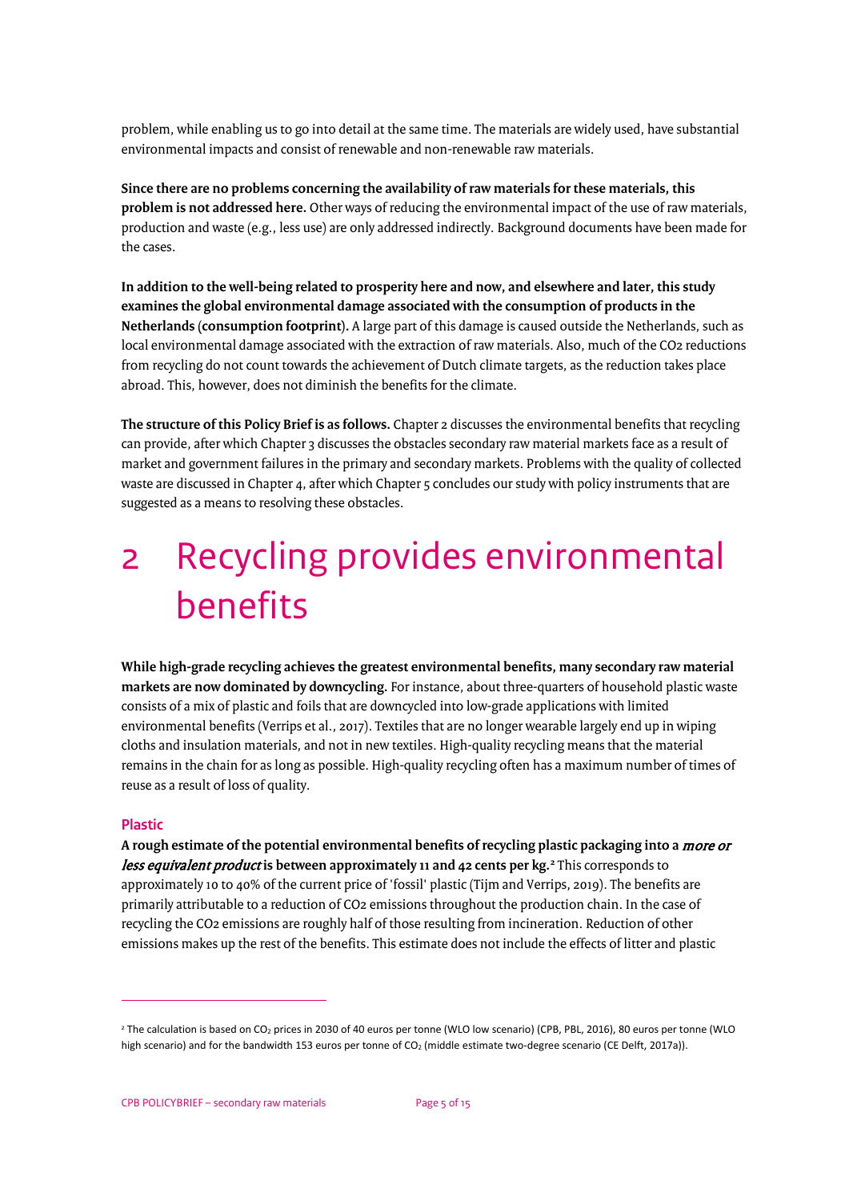problem, while enabling us to go into detail at the same time. The materials are widely used, have substantial environmental impacts and consist of renewable and non-renewable raw materials.

**Since there are no problems concerning the availability of raw materials for these materials, this problem is not addressed here.** Other ways of reducing the environmental impact of the use of raw materials, production and waste (e.g., less use) are only addressed indirectly. Background documents have been made for the cases.

**In addition to the well-being related to prosperity here and now, and elsewhere and later, this study examines the global environmental damage associated with the consumption of products in the Netherlands (consumption footprint).** A large part of this damage is caused outside the Netherlands, such as local environmental damage associated with the extraction of raw materials. Also, much of the $CO_2$ reductions from recycling do not count towards the achievement of Dutch climate targets, as the reduction takes place abroad. This, however, does not diminish the benefits for the climate.

**The structure of this Policy Brief is as follows.** Chapter 2 discusses the environmental benefits that recycling can provide, after which Chapter 3 discusses the obstacles secondary raw material markets face as a result of market and government failures in the primary and secondary markets. Problems with the quality of collected waste are discussed in Chapter 4, after which Chapter 5 concludes our study with policy instruments that are suggested as a means to resolving these obstacles.

# 2 Recycling provides environmental benefits

**While high-grade recycling achieves the greatest environmental benefits, many secondary raw material markets are now dominated by downcycling.** For instance, about three-quarters of household plastic waste consists of a mix of plastic and foils that are downcycled into low-grade applications with limited environmental benefits (Verrips et al., 2017). Textiles that are no longer wearable largely end up in wiping cloths and insulation materials, and not in new textiles. High-quality recycling means that the material remains in the chain for as long as possible. High-quality recycling often has a maximum number of times of reuse as a result of loss of quality.

### Plastic

**A rough estimate of the potential environmental benefits of recycling plastic packaging into a *more or less equivalent product* is between approximately 11 and 42 cents per kg.**[2] This corresponds to approximately 10 to 40% of the current price of 'fossil' plastic (Tijm and Verrips, 2019). The benefits are primarily attributable to a reduction of $CO_2$ emissions throughout the production chain. In the case of recycling the $CO_2$ emissions are roughly half of those resulting from incineration. Reduction of other emissions makes up the rest of the benefits. This estimate does not include the effects of litter and plastic

---

[2] The calculation is based on $CO_2$ prices in 2030 of 40 euros per tonne (WLO low scenario) (CPB, PBL, 2016), 80 euros per tonne (WLO high scenario) and for the bandwidth 153 euros per tonne of $CO_2$ (middle estimate two-degree scenario (CE Delft, 2017a)).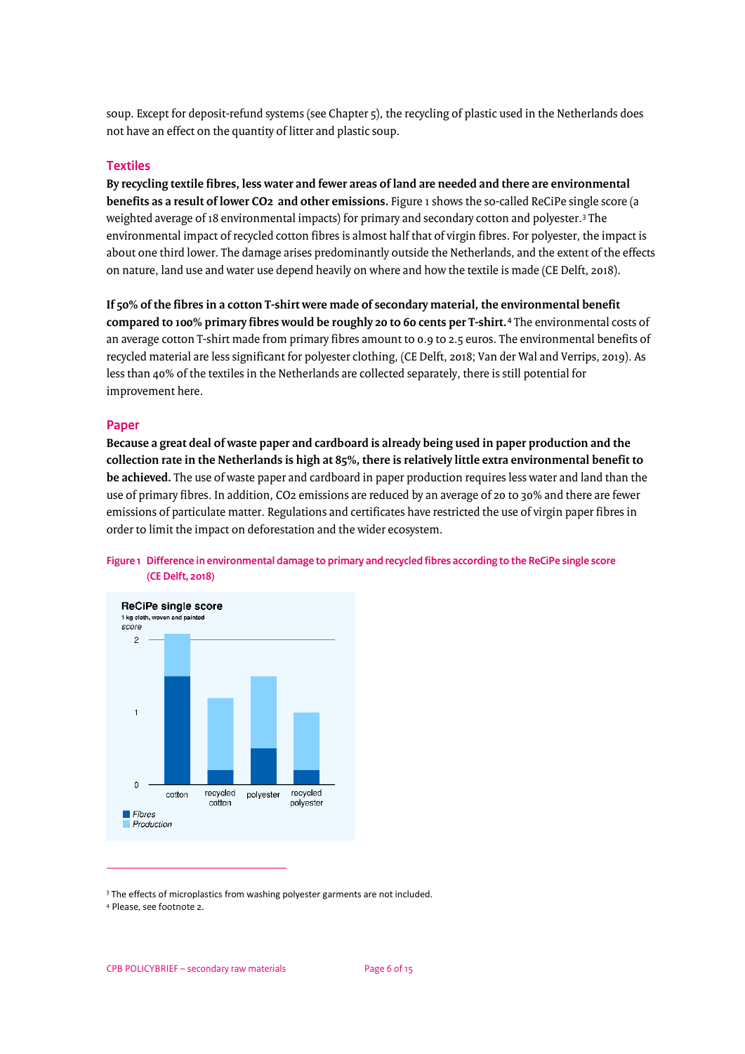soup. Except for deposit-refund systems (see Chapter 5), the recycling of plastic used in the Netherlands does not have an effect on the quantity of litter and plastic soup.

## Textiles

**By recycling textile fibres, less water and fewer areas of land are needed and there are environmental benefits as a result of lower $CO_2$ and other emissions.** Figure 1 shows the so-called ReCiPe single score (a weighted average of 18 environmental impacts) for primary and secondary cotton and polyester.[3] The environmental impact of recycled cotton fibres is almost half that of virgin fibres. For polyester, the impact is about one third lower. The damage arises predominantly outside the Netherlands, and the extent of the effects on nature, land use and water use depend heavily on where and how the textile is made (CE Delft, 2018).

**If 50% of the fibres in a cotton T-shirt were made of secondary material, the environmental benefit compared to 100% primary fibres would be roughly 20 to 60 cents per T-shirt.**[4] The environmental costs of an average cotton T-shirt made from primary fibres amount to 0.9 to 2.5 euros. The environmental benefits of recycled material are less significant for polyester clothing, (CE Delft, 2018; Van der Wal and Verrips, 2019). As less than 40% of the textiles in the Netherlands are collected separately, there is still potential for improvement here.

## Paper

**Because a great deal of waste paper and cardboard is already being used in paper production and the collection rate in the Netherlands is high at 85%, there is relatively little extra environmental benefit to be achieved.** The use of waste paper and cardboard in paper production requires less water and land than the use of primary fibres. In addition, $CO_2$ emissions are reduced by an average of 20 to 30% and there are fewer emissions of particulate matter. Regulations and certificates have restricted the use of virgin paper fibres in order to limit the impact on deforestation and the wider ecosystem.

**Figure 1 Difference in environmental damage to primary and recycled fibres according to the ReCiPe single score (CE Delft, 2018)**

ReCiPe single score
1 kg cloth, woven and painted
score

| | Fibres | Production | Total |
|---|---|---|---|
| cotton | 1.5 | 0.6 | 2.1 |
| recycled cotton | 0.2 | 1.0 | 1.2 |
| polyester | 0.5 | 1.0 | 1.5 |
| recycled polyester | 0.2 | 0.8 | 1.0 |

[3] The effects of microplastics from washing polyester garments are not included.

[4] Please, see footnote 2.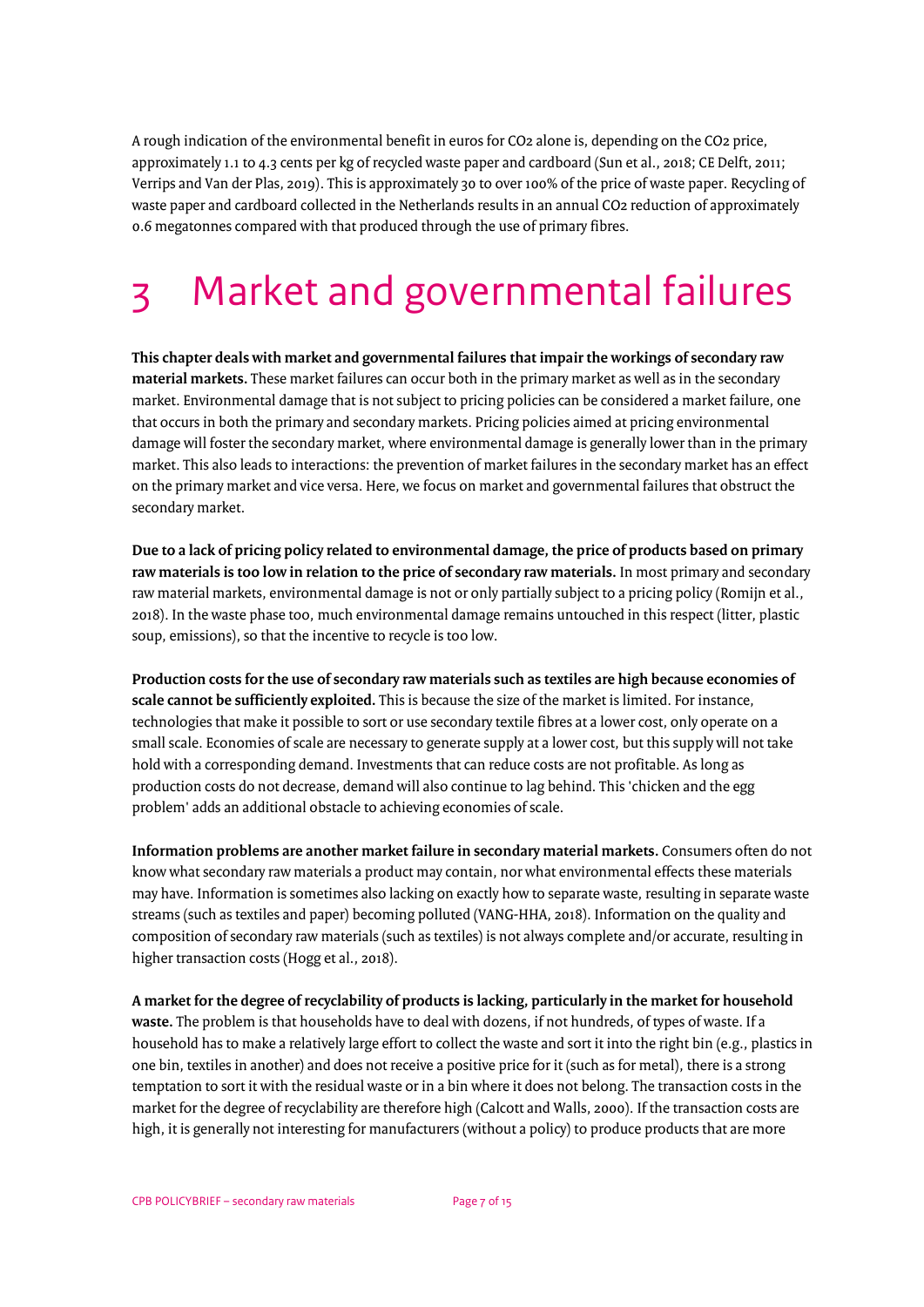A rough indication of the environmental benefit in euros for $CO_2$ alone is, depending on the $CO_2$ price, approximately 1.1 to 4.3 cents per kg of recycled waste paper and cardboard (Sun et al., 2018; CE Delft, 2011; Verrips and Van der Plas, 2019). This is approximately 30 to over 100% of the price of waste paper. Recycling of waste paper and cardboard collected in the Netherlands results in an annual $CO_2$ reduction of approximately 0.6 megatonnes compared with that produced through the use of primary fibres.

# 3 Market and governmental failures

**This chapter deals with market and governmental failures that impair the workings of secondary raw material markets.** These market failures can occur both in the primary market as well as in the secondary market. Environmental damage that is not subject to pricing policies can be considered a market failure, one that occurs in both the primary and secondary markets. Pricing policies aimed at pricing environmental damage will foster the secondary market, where environmental damage is generally lower than in the primary market. This also leads to interactions: the prevention of market failures in the secondary market has an effect on the primary market and vice versa. Here, we focus on market and governmental failures that obstruct the secondary market.

**Due to a lack of pricing policy related to environmental damage, the price of products based on primary raw materials is too low in relation to the price of secondary raw materials.** In most primary and secondary raw material markets, environmental damage is not or only partially subject to a pricing policy (Romijn et al., 2018). In the waste phase too, much environmental damage remains untouched in this respect (litter, plastic soup, emissions), so that the incentive to recycle is too low.

**Production costs for the use of secondary raw materials such as textiles are high because economies of scale cannot be sufficiently exploited.** This is because the size of the market is limited. For instance, technologies that make it possible to sort or use secondary textile fibres at a lower cost, only operate on a small scale. Economies of scale are necessary to generate supply at a lower cost, but this supply will not take hold with a corresponding demand. Investments that can reduce costs are not profitable. As long as production costs do not decrease, demand will also continue to lag behind. This 'chicken and the egg problem' adds an additional obstacle to achieving economies of scale.

**Information problems are another market failure in secondary material markets.** Consumers often do not know what secondary raw materials a product may contain, nor what environmental effects these materials may have. Information is sometimes also lacking on exactly how to separate waste, resulting in separate waste streams (such as textiles and paper) becoming polluted (VANG-HHA, 2018). Information on the quality and composition of secondary raw materials (such as textiles) is not always complete and/or accurate, resulting in higher transaction costs (Hogg et al., 2018).

**A market for the degree of recyclability of products is lacking, particularly in the market for household waste.** The problem is that households have to deal with dozens, if not hundreds, of types of waste. If a household has to make a relatively large effort to collect the waste and sort it into the right bin (e.g., plastics in one bin, textiles in another) and does not receive a positive price for it (such as for metal), there is a strong temptation to sort it with the residual waste or in a bin where it does not belong. The transaction costs in the market for the degree of recyclability are therefore high (Calcott and Walls, 2000). If the transaction costs are high, it is generally not interesting for manufacturers (without a policy) to produce products that are more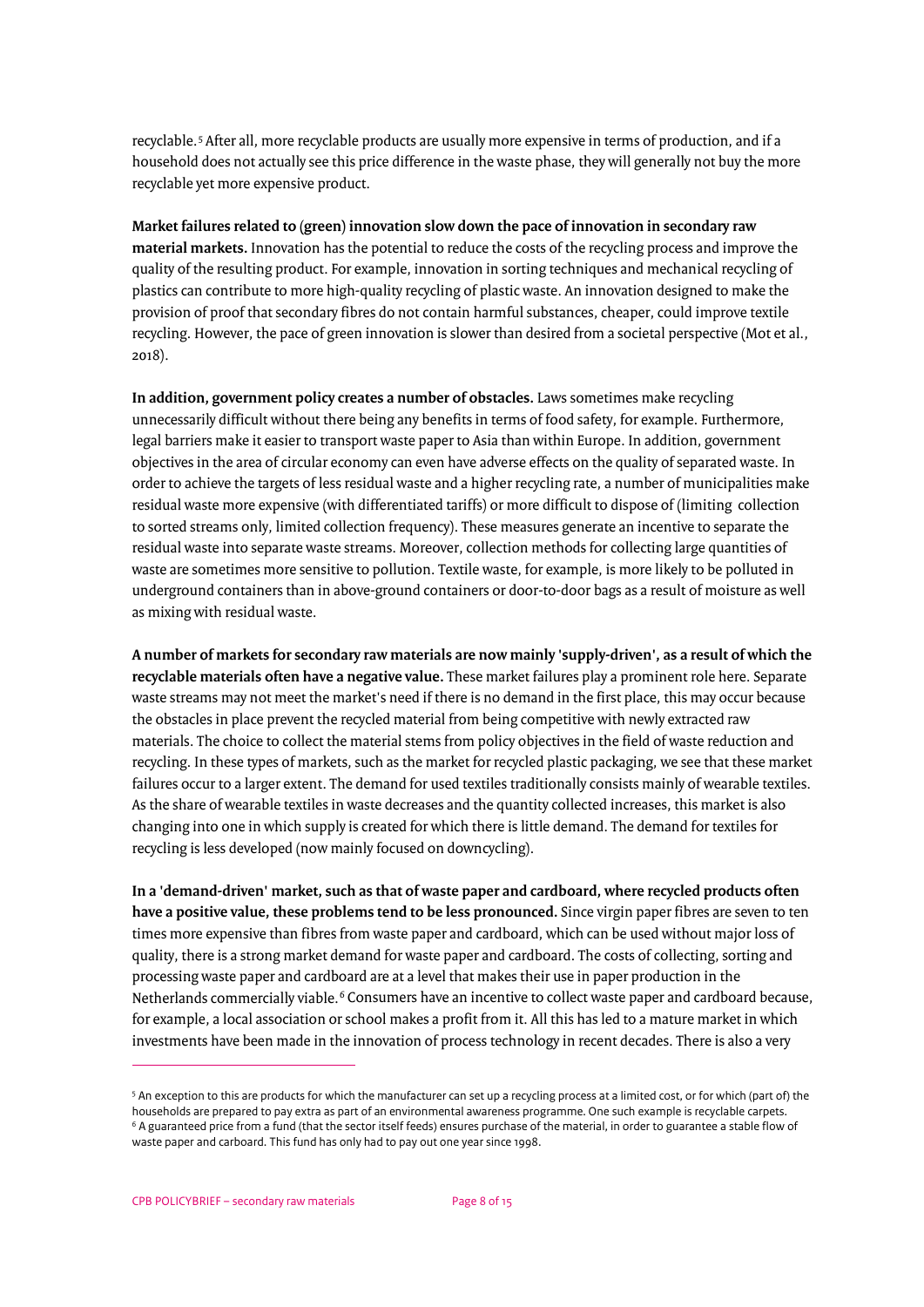recyclable.[5] After all, more recyclable products are usually more expensive in terms of production, and if a household does not actually see this price difference in the waste phase, they will generally not buy the more recyclable yet more expensive product.

**Market failures related to (green) innovation slow down the pace of innovation in secondary raw material markets.** Innovation has the potential to reduce the costs of the recycling process and improve the quality of the resulting product. For example, innovation in sorting techniques and mechanical recycling of plastics can contribute to more high-quality recycling of plastic waste. An innovation designed to make the provision of proof that secondary fibres do not contain harmful substances, cheaper, could improve textile recycling. However, the pace of green innovation is slower than desired from a societal perspective (Mot et al., 2018).

**In addition, government policy creates a number of obstacles.** Laws sometimes make recycling unnecessarily difficult without there being any benefits in terms of food safety, for example. Furthermore, legal barriers make it easier to transport waste paper to Asia than within Europe. In addition, government objectives in the area of circular economy can even have adverse effects on the quality of separated waste. In order to achieve the targets of less residual waste and a higher recycling rate, a number of municipalities make residual waste more expensive (with differentiated tariffs) or more difficult to dispose of (limiting collection to sorted streams only, limited collection frequency). These measures generate an incentive to separate the residual waste into separate waste streams. Moreover, collection methods for collecting large quantities of waste are sometimes more sensitive to pollution. Textile waste, for example, is more likely to be polluted in underground containers than in above-ground containers or door-to-door bags as a result of moisture as well as mixing with residual waste.

**A number of markets for secondary raw materials are now mainly 'supply-driven', as a result of which the recyclable materials often have a negative value.** These market failures play a prominent role here. Separate waste streams may not meet the market's need if there is no demand in the first place, this may occur because the obstacles in place prevent the recycled material from being competitive with newly extracted raw materials. The choice to collect the material stems from policy objectives in the field of waste reduction and recycling. In these types of markets, such as the market for recycled plastic packaging, we see that these market failures occur to a larger extent. The demand for used textiles traditionally consists mainly of wearable textiles. As the share of wearable textiles in waste decreases and the quantity collected increases, this market is also changing into one in which supply is created for which there is little demand. The demand for textiles for recycling is less developed (now mainly focused on downcycling).

**In a 'demand-driven' market, such as that of waste paper and cardboard, where recycled products often have a positive value, these problems tend to be less pronounced.** Since virgin paper fibres are seven to ten times more expensive than fibres from waste paper and cardboard, which can be used without major loss of quality, there is a strong market demand for waste paper and cardboard. The costs of collecting, sorting and processing waste paper and cardboard are at a level that makes their use in paper production in the Netherlands commercially viable.[6] Consumers have an incentive to collect waste paper and cardboard because, for example, a local association or school makes a profit from it. All this has led to a mature market in which investments have been made in the innovation of process technology in recent decades. There is also a very

---

[5] An exception to this are products for which the manufacturer can set up a recycling process at a limited cost, or for which (part of) the households are prepared to pay extra as part of an environmental awareness programme. One such example is recyclable carpets.

[6] A guaranteed price from a fund (that the sector itself feeds) ensures purchase of the material, in order to guarantee a stable flow of waste paper and carboard. This fund has only had to pay out one year since 1998.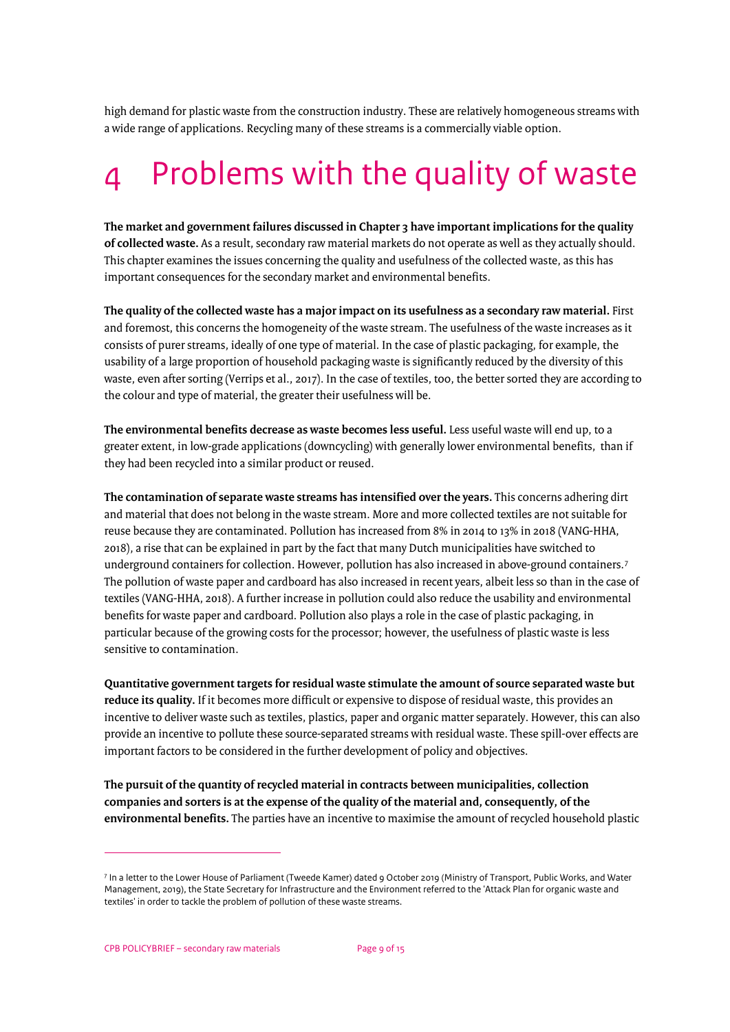high demand for plastic waste from the construction industry. These are relatively homogeneous streams with a wide range of applications. Recycling many of these streams is a commercially viable option.

# 4 Problems with the quality of waste

**The market and government failures discussed in Chapter 3 have important implications for the quality of collected waste.** As a result, secondary raw material markets do not operate as well as they actually should. This chapter examines the issues concerning the quality and usefulness of the collected waste, as this has important consequences for the secondary market and environmental benefits.

**The quality of the collected waste has a major impact on its usefulness as a secondary raw material.** First and foremost, this concerns the homogeneity of the waste stream. The usefulness of the waste increases as it consists of purer streams, ideally of one type of material. In the case of plastic packaging, for example, the usability of a large proportion of household packaging waste is significantly reduced by the diversity of this waste, even after sorting (Verrips et al., 2017). In the case of textiles, too, the better sorted they are according to the colour and type of material, the greater their usefulness will be.

**The environmental benefits decrease as waste becomes less useful.** Less useful waste will end up, to a greater extent, in low-grade applications (downcycling) with generally lower environmental benefits, than if they had been recycled into a similar product or reused.

**The contamination of separate waste streams has intensified over the years.** This concerns adhering dirt and material that does not belong in the waste stream. More and more collected textiles are not suitable for reuse because they are contaminated. Pollution has increased from 8% in 2014 to 13% in 2018 (VANG-HHA, 2018), a rise that can be explained in part by the fact that many Dutch municipalities have switched to underground containers for collection. However, pollution has also increased in above-ground containers.[7] The pollution of waste paper and cardboard has also increased in recent years, albeit less so than in the case of textiles (VANG-HHA, 2018). A further increase in pollution could also reduce the usability and environmental benefits for waste paper and cardboard. Pollution also plays a role in the case of plastic packaging, in particular because of the growing costs for the processor; however, the usefulness of plastic waste is less sensitive to contamination.

**Quantitative government targets for residual waste stimulate the amount of source separated waste but reduce its quality.** If it becomes more difficult or expensive to dispose of residual waste, this provides an incentive to deliver waste such as textiles, plastics, paper and organic matter separately. However, this can also provide an incentive to pollute these source-separated streams with residual waste. These spill-over effects are important factors to be considered in the further development of policy and objectives.

**The pursuit of the quantity of recycled material in contracts between municipalities, collection companies and sorters is at the expense of the quality of the material and, consequently, of the environmental benefits.** The parties have an incentive to maximise the amount of recycled household plastic

---

[7] In a letter to the Lower House of Parliament (Tweede Kamer) dated 9 October 2019 (Ministry of Transport, Public Works, and Water Management, 2019), the State Secretary for Infrastructure and the Environment referred to the 'Attack Plan for organic waste and textiles' in order to tackle the problem of pollution of these waste streams.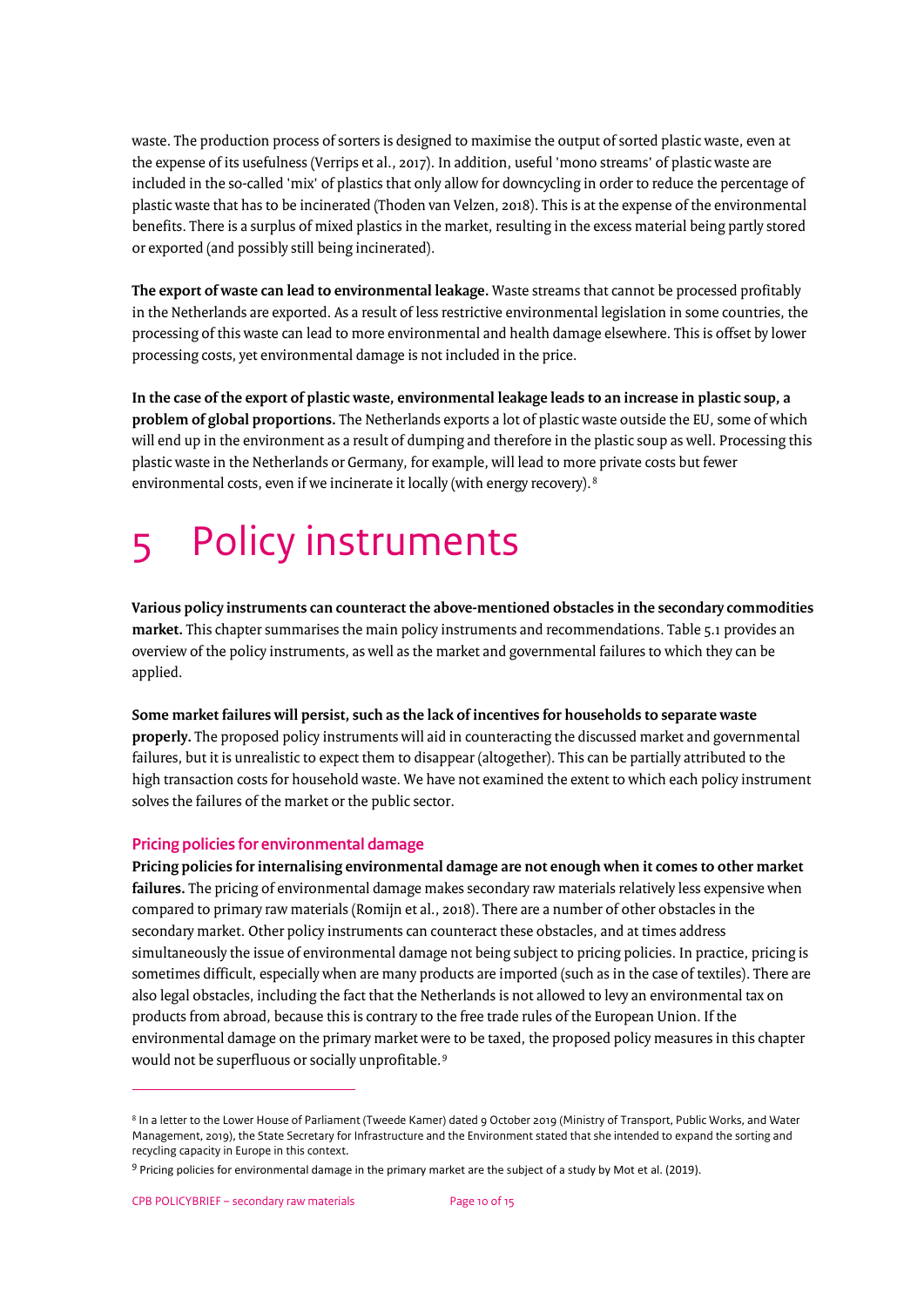waste. The production process of sorters is designed to maximise the output of sorted plastic waste, even at the expense of its usefulness (Verrips et al., 2017). In addition, useful 'mono streams' of plastic waste are included in the so-called 'mix' of plastics that only allow for downcycling in order to reduce the percentage of plastic waste that has to be incinerated (Thoden van Velzen, 2018). This is at the expense of the environmental benefits. There is a surplus of mixed plastics in the market, resulting in the excess material being partly stored or exported (and possibly still being incinerated).

**The export of waste can lead to environmental leakage.** Waste streams that cannot be processed profitably in the Netherlands are exported. As a result of less restrictive environmental legislation in some countries, the processing of this waste can lead to more environmental and health damage elsewhere. This is offset by lower processing costs, yet environmental damage is not included in the price.

**In the case of the export of plastic waste, environmental leakage leads to an increase in plastic soup, a problem of global proportions.** The Netherlands exports a lot of plastic waste outside the EU, some of which will end up in the environment as a result of dumping and therefore in the plastic soup as well. Processing this plastic waste in the Netherlands or Germany, for example, will lead to more private costs but fewer environmental costs, even if we incinerate it locally (with energy recovery).[8]

# 5 Policy instruments

**Various policy instruments can counteract the above-mentioned obstacles in the secondary commodities market.** This chapter summarises the main policy instruments and recommendations. Table 5.1 provides an overview of the policy instruments, as well as the market and governmental failures to which they can be applied.

**Some market failures will persist, such as the lack of incentives for households to separate waste properly.** The proposed policy instruments will aid in counteracting the discussed market and governmental failures, but it is unrealistic to expect them to disappear (altogether). This can be partially attributed to the high transaction costs for household waste. We have not examined the extent to which each policy instrument solves the failures of the market or the public sector.

## Pricing policies for environmental damage

**Pricing policies for internalising environmental damage are not enough when it comes to other market failures.** The pricing of environmental damage makes secondary raw materials relatively less expensive when compared to primary raw materials (Romijn et al., 2018). There are a number of other obstacles in the secondary market. Other policy instruments can counteract these obstacles, and at times address simultaneously the issue of environmental damage not being subject to pricing policies. In practice, pricing is sometimes difficult, especially when are many products are imported (such as in the case of textiles). There are also legal obstacles, including the fact that the Netherlands is not allowed to levy an environmental tax on products from abroad, because this is contrary to the free trade rules of the European Union. If the environmental damage on the primary market were to be taxed, the proposed policy measures in this chapter would not be superfluous or socially unprofitable.[9]

---

[8] In a letter to the Lower House of Parliament (Tweede Kamer) dated 9 October 2019 (Ministry of Transport, Public Works, and Water Management, 2019), the State Secretary for Infrastructure and the Environment stated that she intended to expand the sorting and recycling capacity in Europe in this context.

[9] Pricing policies for environmental damage in the primary market are the subject of a study by Mot et al. (2019).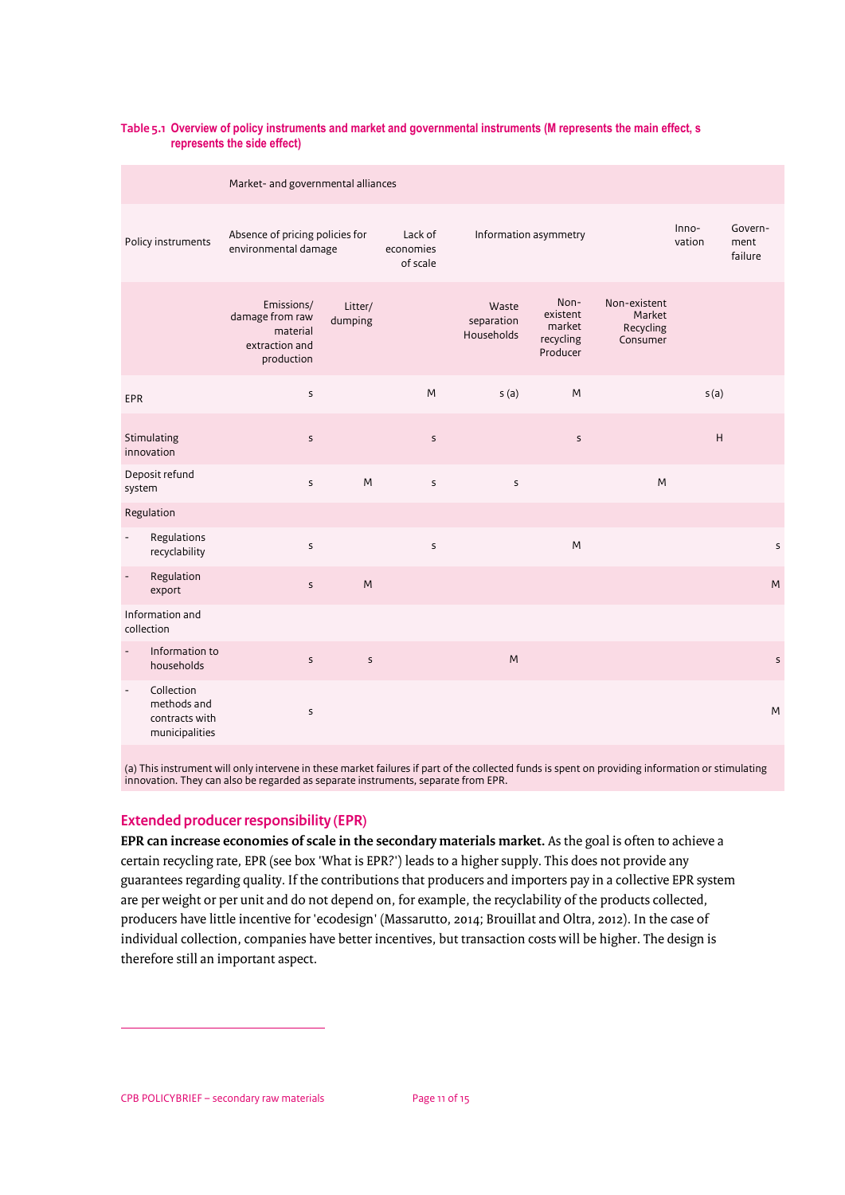**Table 5.1 Overview of policy instruments and market and governmental instruments (M represents the main effect, s represents the side effect)**

| | Market- and governmental alliances | | | | | | | |
|---|---|---|---|---|---|---|---|---|
| Policy instruments | Absence of pricing policies for environmental damage | | Lack of economies of scale | Information asymmetry | | | Inno-vation | Govern-ment failure |
| | Emissions/ damage from raw material extraction and production | Litter/ dumping | | Waste separation Households | Non-existent market recycling Producer | Non-existent Market Recycling Consumer | | |
| EPR | s | | M | s (a) | M | | s (a) | |
| Stimulating innovation | s | | s | | s | | H | |
| Deposit refund system | s | M | s | s | | M | | |
| Regulation | | | | | | | | |
| - Regulations recyclability | s | | s | | M | | | s |
| - Regulation export | s | M | | | | | | M |
| Information and collection | | | | | | | | |
| - Information to households | s | s | | M | | | | s |
| - Collection methods and contracts with municipalities | s | | | | | | | M |

(a) This instrument will only intervene in these market failures if part of the collected funds is spent on providing information or stimulating innovation. They can also be regarded as separate instruments, separate from EPR.

## Extended producer responsibility (EPR)

**EPR can increase economies of scale in the secondary materials market.** As the goal is often to achieve a certain recycling rate, EPR (see box 'What is EPR?') leads to a higher supply. This does not provide any guarantees regarding quality. If the contributions that producers and importers pay in a collective EPR system are per weight or per unit and do not depend on, for example, the recyclability of the products collected, producers have little incentive for 'ecodesign' (Massarutto, 2014; Brouillat and Oltra, 2012). In the case of individual collection, companies have better incentives, but transaction costs will be higher. The design is therefore still an important aspect.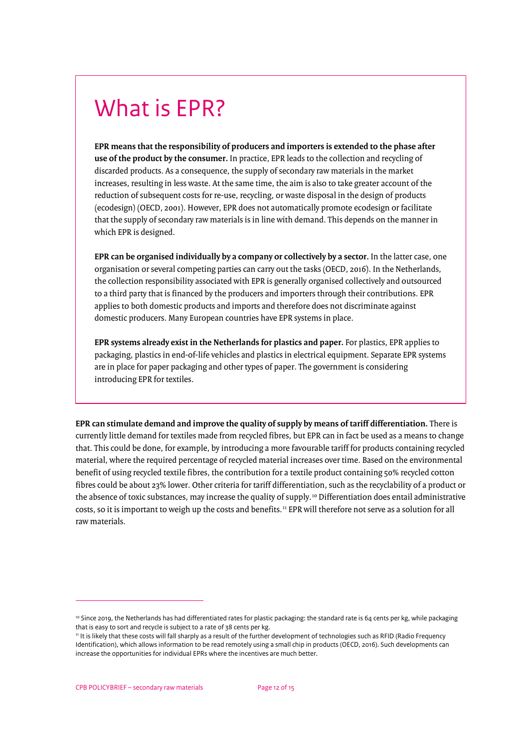# What is EPR?

**EPR means that the responsibility of producers and importers is extended to the phase after use of the product by the consumer.** In practice, EPR leads to the collection and recycling of discarded products. As a consequence, the supply of secondary raw materials in the market increases, resulting in less waste. At the same time, the aim is also to take greater account of the reduction of subsequent costs for re-use, recycling, or waste disposal in the design of products (ecodesign) (OECD, 2001). However, EPR does not automatically promote ecodesign or facilitate that the supply of secondary raw materials is in line with demand. This depends on the manner in which EPR is designed.

**EPR can be organised individually by a company or collectively by a sector.** In the latter case, one organisation or several competing parties can carry out the tasks (OECD, 2016). In the Netherlands, the collection responsibility associated with EPR is generally organised collectively and outsourced to a third party that is financed by the producers and importers through their contributions. EPR applies to both domestic products and imports and therefore does not discriminate against domestic producers. Many European countries have EPR systems in place.

**EPR systems already exist in the Netherlands for plastics and paper.** For plastics, EPR applies to packaging, plastics in end-of-life vehicles and plastics in electrical equipment. Separate EPR systems are in place for paper packaging and other types of paper. The government is considering introducing EPR for textiles.

**EPR can stimulate demand and improve the quality of supply by means of tariff differentiation.** There is currently little demand for textiles made from recycled fibres, but EPR can in fact be used as a means to change that. This could be done, for example, by introducing a more favourable tariff for products containing recycled material, where the required percentage of recycled material increases over time. Based on the environmental benefit of using recycled textile fibres, the contribution for a textile product containing 50% recycled cotton fibres could be about 23% lower. Other criteria for tariff differentiation, such as the recyclability of a product or the absence of toxic substances, may increase the quality of supply.[10] Differentiation does entail administrative costs, so it is important to weigh up the costs and benefits.[11] EPR will therefore not serve as a solution for all raw materials.

---

[10] Since 2019, the Netherlands has had differentiated rates for plastic packaging: the standard rate is 64 cents per kg, while packaging that is easy to sort and recycle is subject to a rate of 38 cents per kg.

[11] It is likely that these costs will fall sharply as a result of the further development of technologies such as RFID (Radio Frequency Identification), which allows information to be read remotely using a small chip in products (OECD, 2016). Such developments can increase the opportunities for individual EPRs where the incentives are much better.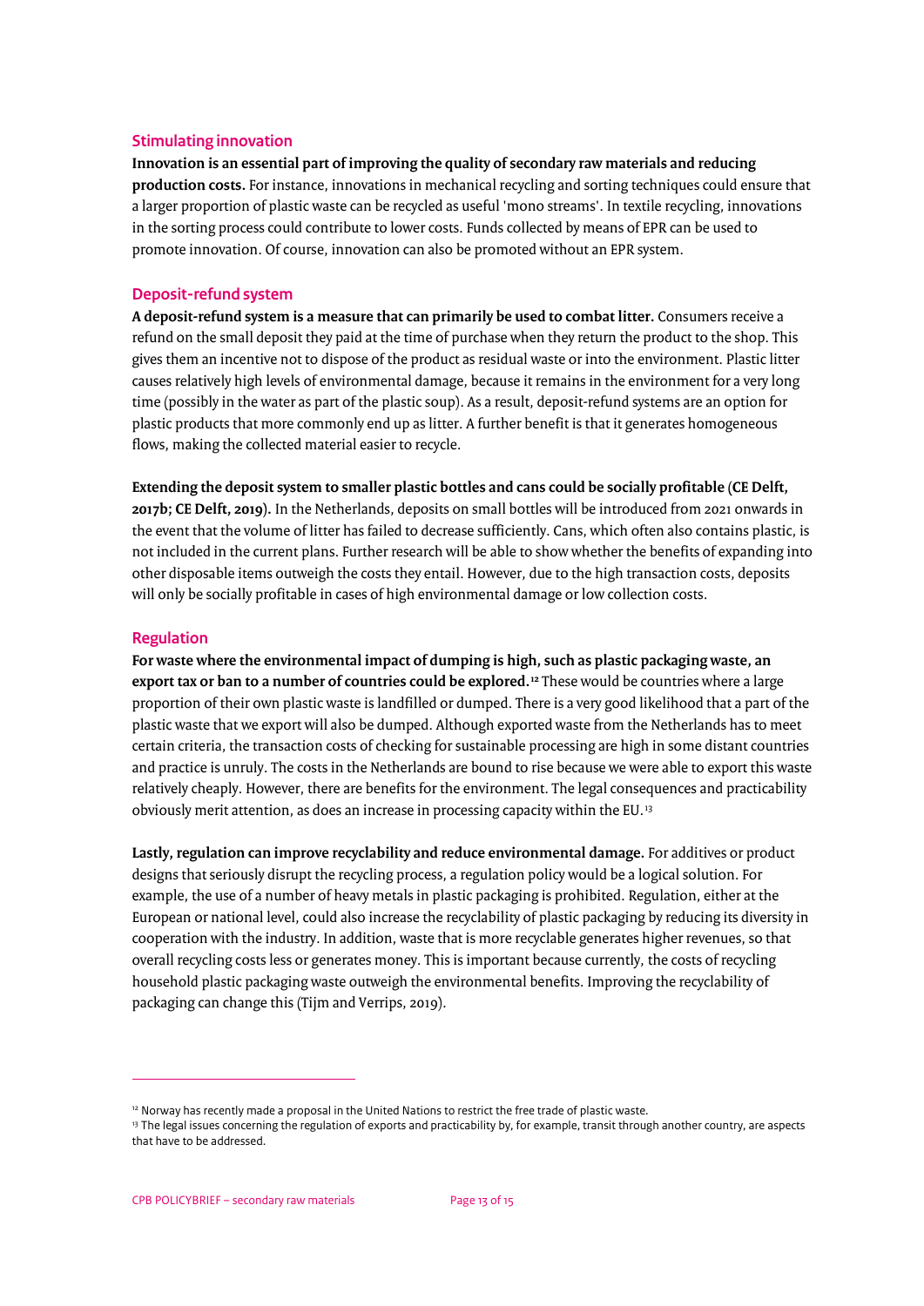### Stimulating innovation

**Innovation is an essential part of improving the quality of secondary raw materials and reducing production costs.** For instance, innovations in mechanical recycling and sorting techniques could ensure that a larger proportion of plastic waste can be recycled as useful 'mono streams'. In textile recycling, innovations in the sorting process could contribute to lower costs. Funds collected by means of EPR can be used to promote innovation. Of course, innovation can also be promoted without an EPR system.

### Deposit-refund system

**A deposit-refund system is a measure that can primarily be used to combat litter.** Consumers receive a refund on the small deposit they paid at the time of purchase when they return the product to the shop. This gives them an incentive not to dispose of the product as residual waste or into the environment. Plastic litter causes relatively high levels of environmental damage, because it remains in the environment for a very long time (possibly in the water as part of the plastic soup). As a result, deposit-refund systems are an option for plastic products that more commonly end up as litter. A further benefit is that it generates homogeneous flows, making the collected material easier to recycle.

**Extending the deposit system to smaller plastic bottles and cans could be socially profitable (CE Delft, 2017b; CE Delft, 2019).** In the Netherlands, deposits on small bottles will be introduced from 2021 onwards in the event that the volume of litter has failed to decrease sufficiently. Cans, which often also contains plastic, is not included in the current plans. Further research will be able to show whether the benefits of expanding into other disposable items outweigh the costs they entail. However, due to the high transaction costs, deposits will only be socially profitable in cases of high environmental damage or low collection costs.

### Regulation

**For waste where the environmental impact of dumping is high, such as plastic packaging waste, an export tax or ban to a number of countries could be explored.**[12] These would be countries where a large proportion of their own plastic waste is landfilled or dumped. There is a very good likelihood that a part of the plastic waste that we export will also be dumped. Although exported waste from the Netherlands has to meet certain criteria, the transaction costs of checking for sustainable processing are high in some distant countries and practice is unruly. The costs in the Netherlands are bound to rise because we were able to export this waste relatively cheaply. However, there are benefits for the environment. The legal consequences and practicability obviously merit attention, as does an increase in processing capacity within the EU.[13]

**Lastly, regulation can improve recyclability and reduce environmental damage.** For additives or product designs that seriously disrupt the recycling process, a regulation policy would be a logical solution. For example, the use of a number of heavy metals in plastic packaging is prohibited. Regulation, either at the European or national level, could also increase the recyclability of plastic packaging by reducing its diversity in cooperation with the industry. In addition, waste that is more recyclable generates higher revenues, so that overall recycling costs less or generates money. This is important because currently, the costs of recycling household plastic packaging waste outweigh the environmental benefits. Improving the recyclability of packaging can change this (Tijm and Verrips, 2019).

---

[12] Norway has recently made a proposal in the United Nations to restrict the free trade of plastic waste.

[13] The legal issues concerning the regulation of exports and practicability by, for example, transit through another country, are aspects that have to be addressed.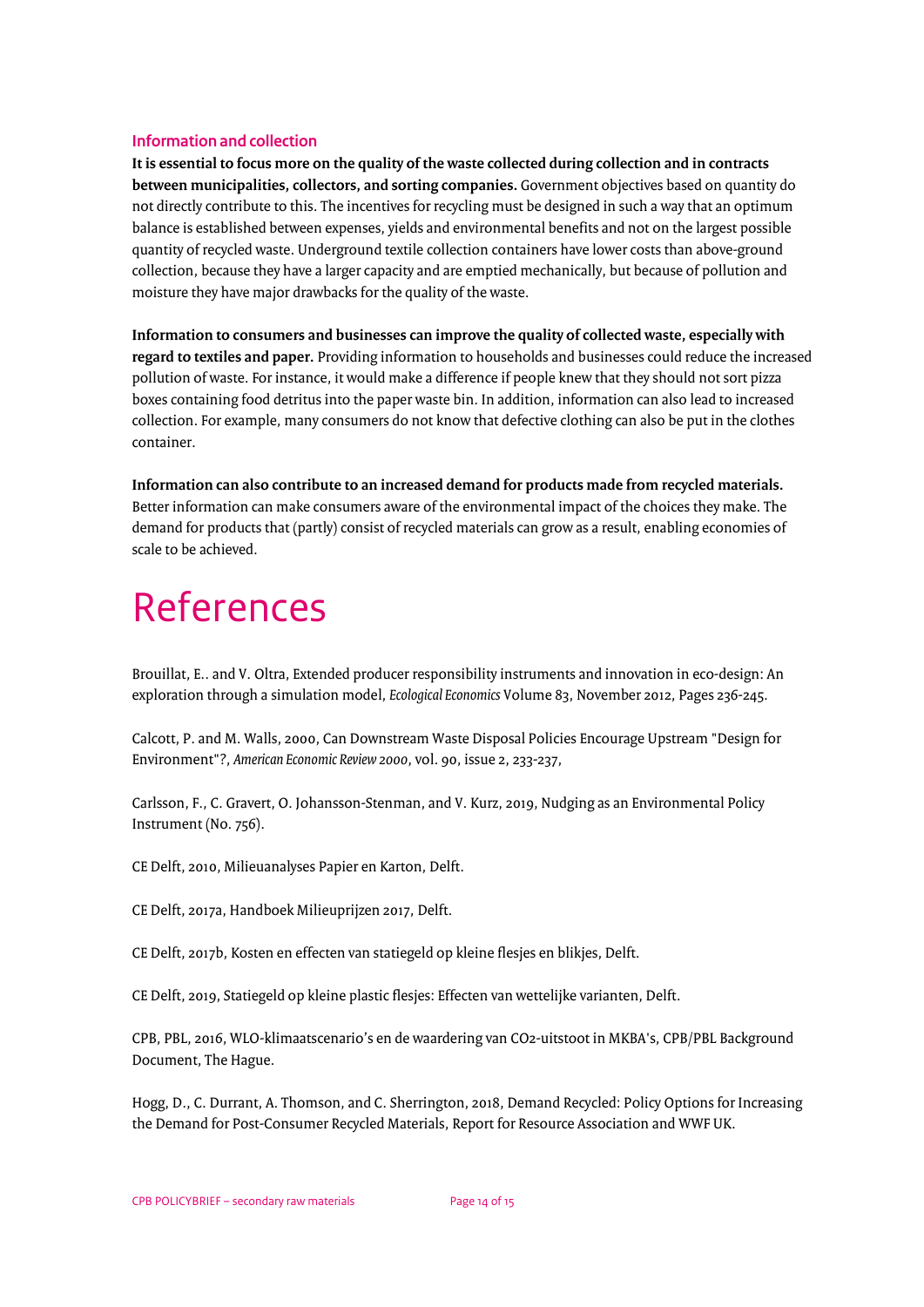### Information and collection

**It is essential to focus more on the quality of the waste collected during collection and in contracts between municipalities, collectors, and sorting companies.** Government objectives based on quantity do not directly contribute to this. The incentives for recycling must be designed in such a way that an optimum balance is established between expenses, yields and environmental benefits and not on the largest possible quantity of recycled waste. Underground textile collection containers have lower costs than above-ground collection, because they have a larger capacity and are emptied mechanically, but because of pollution and moisture they have major drawbacks for the quality of the waste.

**Information to consumers and businesses can improve the quality of collected waste, especially with regard to textiles and paper.** Providing information to households and businesses could reduce the increased pollution of waste. For instance, it would make a difference if people knew that they should not sort pizza boxes containing food detritus into the paper waste bin. In addition, information can also lead to increased collection. For example, many consumers do not know that defective clothing can also be put in the clothes container.

**Information can also contribute to an increased demand for products made from recycled materials.** Better information can make consumers aware of the environmental impact of the choices they make. The demand for products that (partly) consist of recycled materials can grow as a result, enabling economies of scale to be achieved.

# References

Brouillat, E.. and V. Oltra, Extended producer responsibility instruments and innovation in eco-design: An exploration through a simulation model, *Ecological Economics* Volume 83, November 2012, Pages 236-245.

Calcott, P. and M. Walls, 2000, Can Downstream Waste Disposal Policies Encourage Upstream "Design for Environment"?, *American Economic Review 2000*, vol. 90, issue 2, 233-237,

Carlsson, F., C. Gravert, O. Johansson-Stenman, and V. Kurz, 2019, Nudging as an Environmental Policy Instrument (No. 756).

CE Delft, 2010, Milieuanalyses Papier en Karton, Delft.

CE Delft, 2017a, Handboek Milieuprijzen 2017, Delft.

CE Delft, 2017b, Kosten en effecten van statiegeld op kleine flesjes en blikjes, Delft.

CE Delft, 2019, Statiegeld op kleine plastic flesjes: Effecten van wettelijke varianten, Delft.

CPB, PBL, 2016, WLO-klimaatscenario's en de waardering van CO2-uitstoot in MKBA's, CPB/PBL Background Document, The Hague.

Hogg, D., C. Durrant, A. Thomson, and C. Sherrington, 2018, Demand Recycled: Policy Options for Increasing the Demand for Post-Consumer Recycled Materials, Report for Resource Association and WWF UK.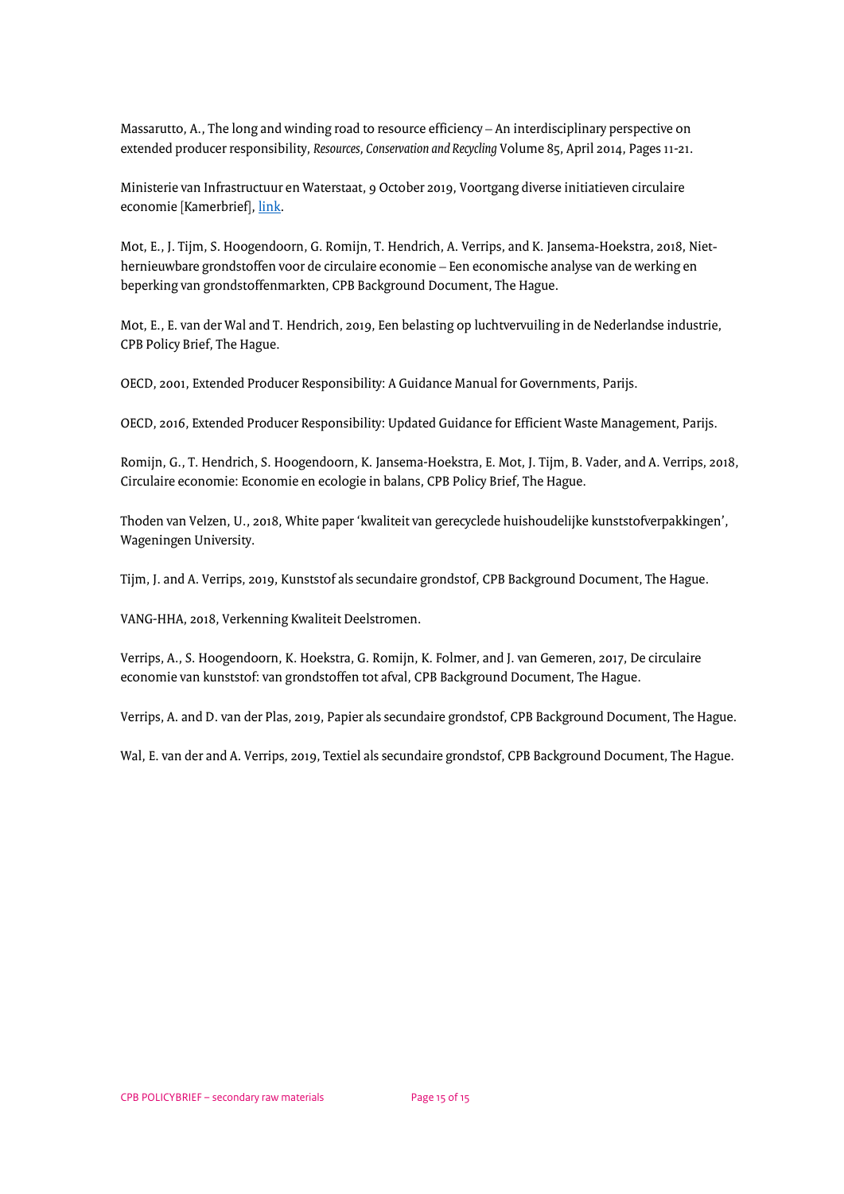Massarutto, A., The long and winding road to resource efficiency – An interdisciplinary perspective on extended producer responsibility, *Resources, Conservation and Recycling* Volume 85, April 2014, Pages 11-21.

Ministerie van Infrastructuur en Waterstaat, 9 October 2019, Voortgang diverse initiatieven circulaire economie [Kamerbrief], link.

Mot, E., J. Tijm, S. Hoogendoorn, G. Romijn, T. Hendrich, A. Verrips, and K. Jansema-Hoekstra, 2018, Niet-hernieuwbare grondstoffen voor de circulaire economie – Een economische analyse van de werking en beperking van grondstoffenmarkten, CPB Background Document, The Hague.

Mot, E., E. van der Wal and T. Hendrich, 2019, Een belasting op luchtvervuiling in de Nederlandse industrie, CPB Policy Brief, The Hague.

OECD, 2001, Extended Producer Responsibility: A Guidance Manual for Governments, Parijs.

OECD, 2016, Extended Producer Responsibility: Updated Guidance for Efficient Waste Management, Parijs.

Romijn, G., T. Hendrich, S. Hoogendoorn, K. Jansema-Hoekstra, E. Mot, J. Tijm, B. Vader, and A. Verrips, 2018, Circulaire economie: Economie en ecologie in balans, CPB Policy Brief, The Hague.

Thoden van Velzen, U., 2018, White paper 'kwaliteit van gerecyclede huishoudelijke kunststofverpakkingen', Wageningen University.

Tijm, J. and A. Verrips, 2019, Kunststof als secundaire grondstof, CPB Background Document, The Hague.

VANG-HHA, 2018, Verkenning Kwaliteit Deelstromen.

Verrips, A., S. Hoogendoorn, K. Hoekstra, G. Romijn, K. Folmer, and J. van Gemeren, 2017, De circulaire economie van kunststof: van grondstoffen tot afval, CPB Background Document, The Hague.

Verrips, A. and D. van der Plas, 2019, Papier als secundaire grondstof, CPB Background Document, The Hague.

Wal, E. van der and A. Verrips, 2019, Textiel als secundaire grondstof, CPB Background Document, The Hague.